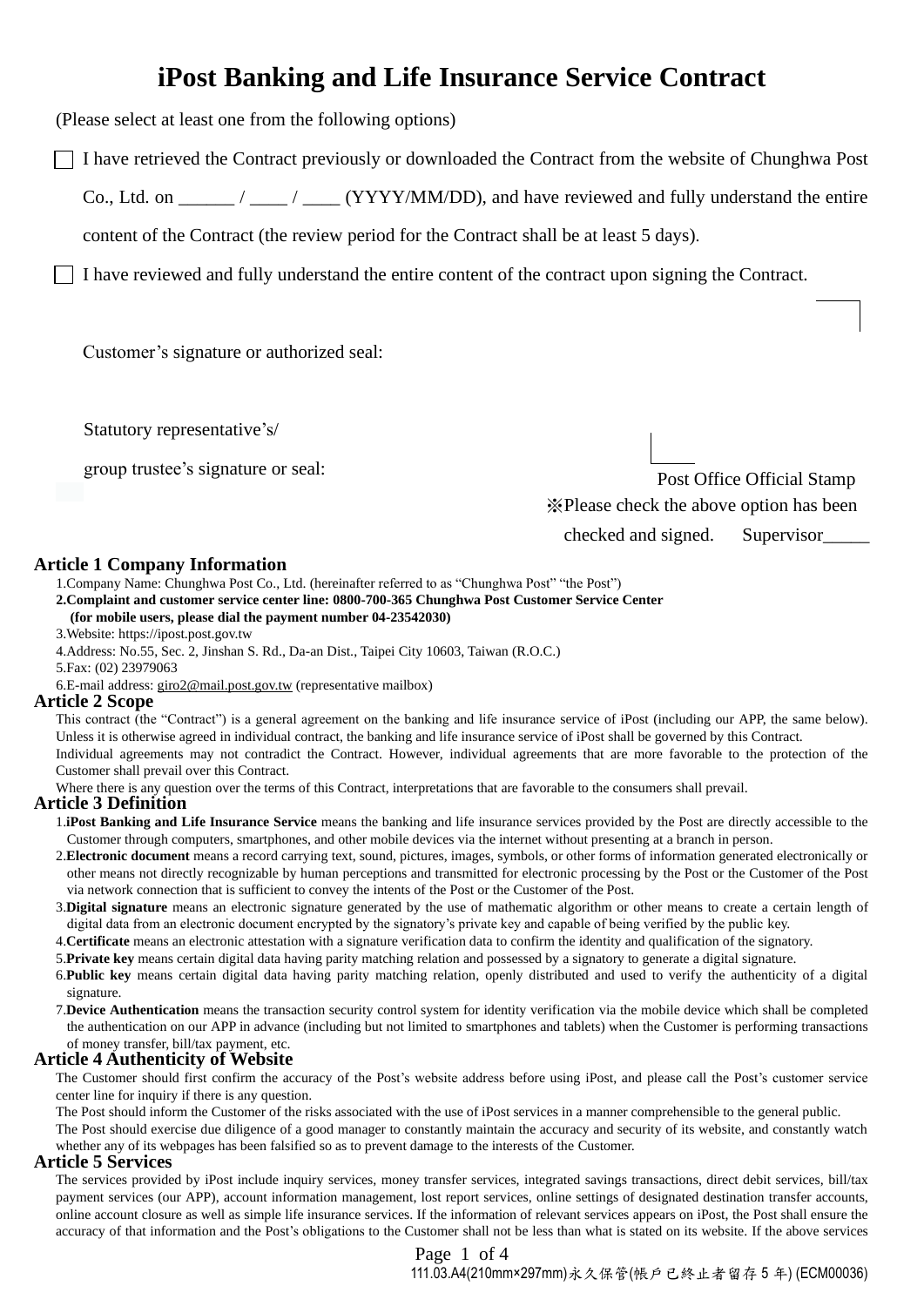# iPost Banking and Life Insurance Service Contract

(Please select at least one from the following options)

☐ I have retrieved the Contract previously or downloaded the Contract from the website of Chunghwa Post Co., Ltd. on ______ / ____ / ____ (YYYY/MM/DD), and have reviewed and fully understand the entire content of the Contract (the review period for the Contract shall be at least 5 days).

☐ I have reviewed and fully understand the entire content of the contract upon signing the Contract.

Customer's signature or authorized seal:

Statutory representative's/

group trustee's signature or seal:

Post Office Official Stamp

※Please check the above option has been checked and signed.  Supervisor_____

## Article 1 Company Information

1.Company Name: Chunghwa Post Co., Ltd. (hereinafter referred to as "Chunghwa Post" "the Post")

**2.Complaint and customer service center line: 0800-700-365 Chunghwa Post Customer Service Center (for mobile users, please dial the payment number 04-23542030)**

3.Website: https://ipost.post.gov.tw

4.Address: No.55, Sec. 2, Jinshan S. Rd., Da-an Dist., Taipei City 10603, Taiwan (R.O.C.)

5.Fax: (02) 23979063

6.E-mail address: giro2@mail.post.gov.tw (representative mailbox)

## Article 2 Scope

This contract (the "Contract") is a general agreement on the banking and life insurance service of iPost (including our APP, the same below). Unless it is otherwise agreed in individual contract, the banking and life insurance service of iPost shall be governed by this Contract.

Individual agreements may not contradict the Contract. However, individual agreements that are more favorable to the protection of the Customer shall prevail over this Contract.

Where there is any question over the terms of this Contract, interpretations that are favorable to the consumers shall prevail.

## Article 3 Definition

1.**iPost Banking and Life Insurance Service** means the banking and life insurance services provided by the Post are directly accessible to the Customer through computers, smartphones, and other mobile devices via the internet without presenting at a branch in person.

2.**Electronic document** means a record carrying text, sound, pictures, images, symbols, or other forms of information generated electronically or other means not directly recognizable by human perceptions and transmitted for electronic processing by the Post or the Customer of the Post via network connection that is sufficient to convey the intents of the Post or the Customer of the Post.

3.**Digital signature** means an electronic signature generated by the use of mathematic algorithm or other means to create a certain length of digital data from an electronic document encrypted by the signatory's private key and capable of being verified by the public key.

4.**Certificate** means an electronic attestation with a signature verification data to confirm the identity and qualification of the signatory.

5.**Private key** means certain digital data having parity matching relation and possessed by a signatory to generate a digital signature.

6.**Public key** means certain digital data having parity matching relation, openly distributed and used to verify the authenticity of a digital signature.

7.**Device Authentication** means the transaction security control system for identity verification via the mobile device which shall be completed the authentication on our APP in advance (including but not limited to smartphones and tablets) when the Customer is performing transactions of money transfer, bill/tax payment, etc.

## Article 4 Authenticity of Website

The Customer should first confirm the accuracy of the Post's website address before using iPost, and please call the Post's customer service center line for inquiry if there is any question.

The Post should inform the Customer of the risks associated with the use of iPost services in a manner comprehensible to the general public.

The Post should exercise due diligence of a good manager to constantly maintain the accuracy and security of its website, and constantly watch whether any of its webpages has been falsified so as to prevent damage to the interests of the Customer.

## Article 5 Services

The services provided by iPost include inquiry services, money transfer services, integrated savings transactions, direct debit services, bill/tax payment services (our APP), account information management, lost report services, online settings of designated destination transfer accounts, online account closure as well as simple life insurance services. If the information of relevant services appears on iPost, the Post shall ensure the accuracy of that information and the Post's obligations to the Customer shall not be less than what is stated on its website. If the above services

111.03.A4(210mm×297mm)永久保管(帳戶已終止者留存 5 年) (ECM00036)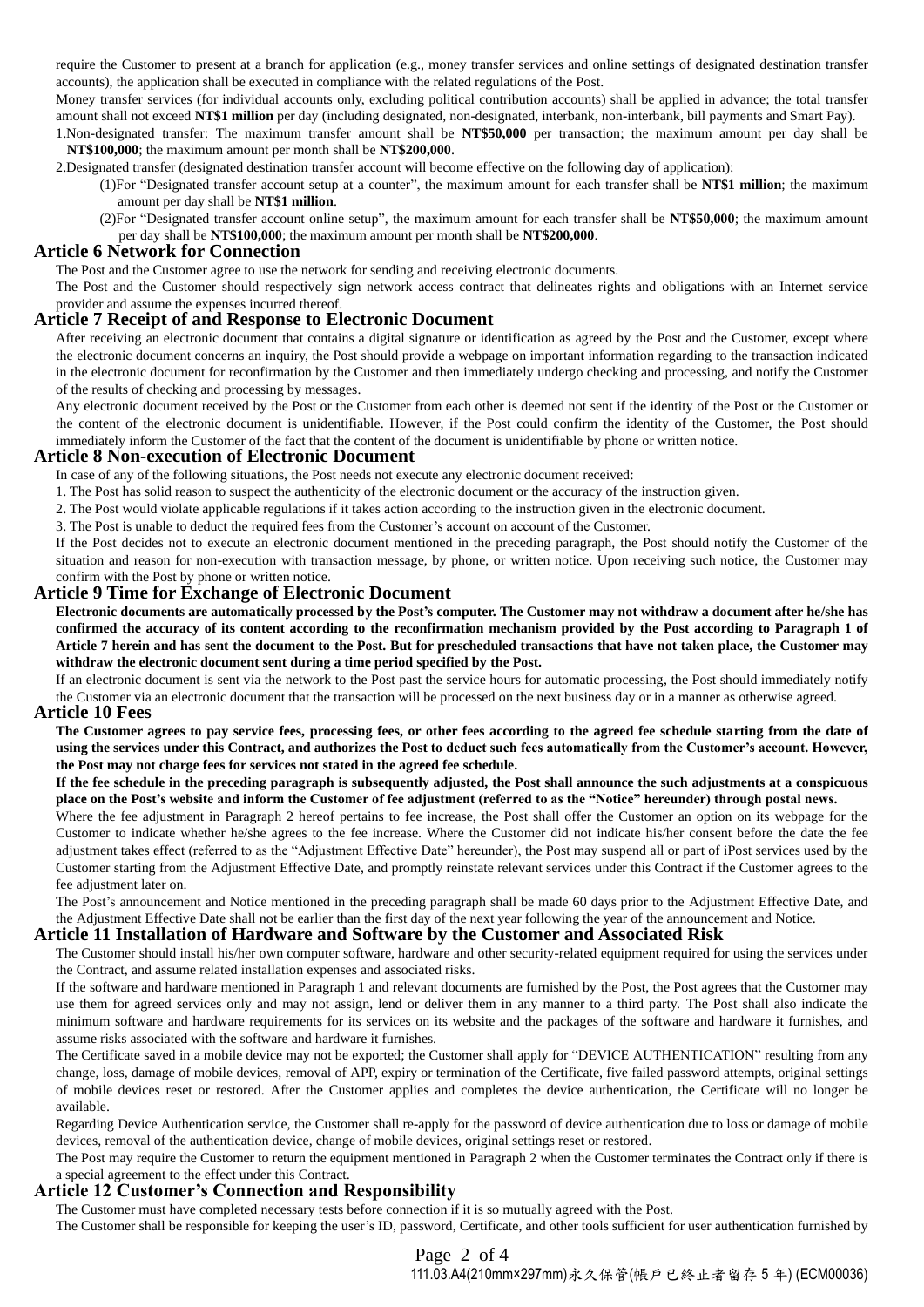require the Customer to present at a branch for application (e.g., money transfer services and online settings of designated destination transfer accounts), the application shall be executed in compliance with the related regulations of the Post.

Money transfer services (for individual accounts only, excluding political contribution accounts) shall be applied in advance; the total transfer amount shall not exceed **NT$1 million** per day (including designated, non-designated, interbank, non-interbank, bill payments and Smart Pay).

1.Non-designated transfer: The maximum transfer amount shall be **NT$50,000** per transaction; the maximum amount per day shall be **NT$100,000**; the maximum amount per month shall be **NT$200,000**.

2.Designated transfer (designated destination transfer account will become effective on the following day of application):

(1)For "Designated transfer account setup at a counter", the maximum amount for each transfer shall be **NT$1 million**; the maximum amount per day shall be **NT$1 million**.

(2)For "Designated transfer account online setup", the maximum amount for each transfer shall be **NT$50,000**; the maximum amount per day shall be **NT$100,000**; the maximum amount per month shall be **NT$200,000**.

## Article 6 Network for Connection

The Post and the Customer agree to use the network for sending and receiving electronic documents.

The Post and the Customer should respectively sign network access contract that delineates rights and obligations with an Internet service provider and assume the expenses incurred thereof.

## Article 7 Receipt of and Response to Electronic Document

After receiving an electronic document that contains a digital signature or identification as agreed by the Post and the Customer, except where the electronic document concerns an inquiry, the Post should provide a webpage on important information regarding to the transaction indicated in the electronic document for reconfirmation by the Customer and then immediately undergo checking and processing, and notify the Customer of the results of checking and processing by messages.

Any electronic document received by the Post or the Customer from each other is deemed not sent if the identity of the Post or the Customer or the content of the electronic document is unidentifiable. However, if the Post could confirm the identity of the Customer, the Post should immediately inform the Customer of the fact that the content of the document is unidentifiable by phone or written notice.

## Article 8 Non-execution of Electronic Document

In case of any of the following situations, the Post needs not execute any electronic document received:

1. The Post has solid reason to suspect the authenticity of the electronic document or the accuracy of the instruction given.
2. The Post would violate applicable regulations if it takes action according to the instruction given in the electronic document.
3. The Post is unable to deduct the required fees from the Customer's account on account of the Customer.

If the Post decides not to execute an electronic document mentioned in the preceding paragraph, the Post should notify the Customer of the situation and reason for non-execution with transaction message, by phone, or written notice. Upon receiving such notice, the Customer may confirm with the Post by phone or written notice.

## Article 9 Time for Exchange of Electronic Document

**Electronic documents are automatically processed by the Post's computer. The Customer may not withdraw a document after he/she has confirmed the accuracy of its content according to the reconfirmation mechanism provided by the Post according to Paragraph 1 of Article 7 herein and has sent the document to the Post. But for prescheduled transactions that have not taken place, the Customer may withdraw the electronic document sent during a time period specified by the Post.**

If an electronic document is sent via the network to the Post past the service hours for automatic processing, the Post should immediately notify the Customer via an electronic document that the transaction will be processed on the next business day or in a manner as otherwise agreed.

## Article 10 Fees

**The Customer agrees to pay service fees, processing fees, or other fees according to the agreed fee schedule starting from the date of using the services under this Contract, and authorizes the Post to deduct such fees automatically from the Customer's account. However, the Post may not charge fees for services not stated in the agreed fee schedule.**

**If the fee schedule in the preceding paragraph is subsequently adjusted, the Post shall announce the such adjustments at a conspicuous place on the Post's website and inform the Customer of fee adjustment (referred to as the "Notice" hereunder) through postal news.**

Where the fee adjustment in Paragraph 2 hereof pertains to fee increase, the Post shall offer the Customer an option on its webpage for the Customer to indicate whether he/she agrees to the fee increase. Where the Customer did not indicate his/her consent before the date the fee adjustment takes effect (referred to as the "Adjustment Effective Date" hereunder), the Post may suspend all or part of iPost services used by the Customer starting from the Adjustment Effective Date, and promptly reinstate relevant services under this Contract if the Customer agrees to the fee adjustment later on.

The Post's announcement and Notice mentioned in the preceding paragraph shall be made 60 days prior to the Adjustment Effective Date, and the Adjustment Effective Date shall not be earlier than the first day of the next year following the year of the announcement and Notice.

## Article 11 Installation of Hardware and Software by the Customer and Associated Risk

The Customer should install his/her own computer software, hardware and other security-related equipment required for using the services under the Contract, and assume related installation expenses and associated risks.

If the software and hardware mentioned in Paragraph 1 and relevant documents are furnished by the Post, the Post agrees that the Customer may use them for agreed services only and may not assign, lend or deliver them in any manner to a third party. The Post shall also indicate the minimum software and hardware requirements for its services on its website and the packages of the software and hardware it furnishes, and assume risks associated with the software and hardware it furnishes.

The Certificate saved in a mobile device may not be exported; the Customer shall apply for "DEVICE AUTHENTICATION" resulting from any change, loss, damage of mobile devices, removal of APP, expiry or termination of the Certificate, five failed password attempts, original settings of mobile devices reset or restored. After the Customer applies and completes the device authentication, the Certificate will no longer be available.

Regarding Device Authentication service, the Customer shall re-apply for the password of device authentication due to loss or damage of mobile devices, removal of the authentication device, change of mobile devices, original settings reset or restored.

The Post may require the Customer to return the equipment mentioned in Paragraph 2 when the Customer terminates the Contract only if there is a special agreement to the effect under this Contract.

## Article 12 Customer's Connection and Responsibility

The Customer must have completed necessary tests before connection if it is so mutually agreed with the Post.

The Customer shall be responsible for keeping the user's ID, password, Certificate, and other tools sufficient for user authentication furnished by

111.03.A4(210mm×297mm)永久保管(帳戶已終止者留存 5 年) (ECM00036)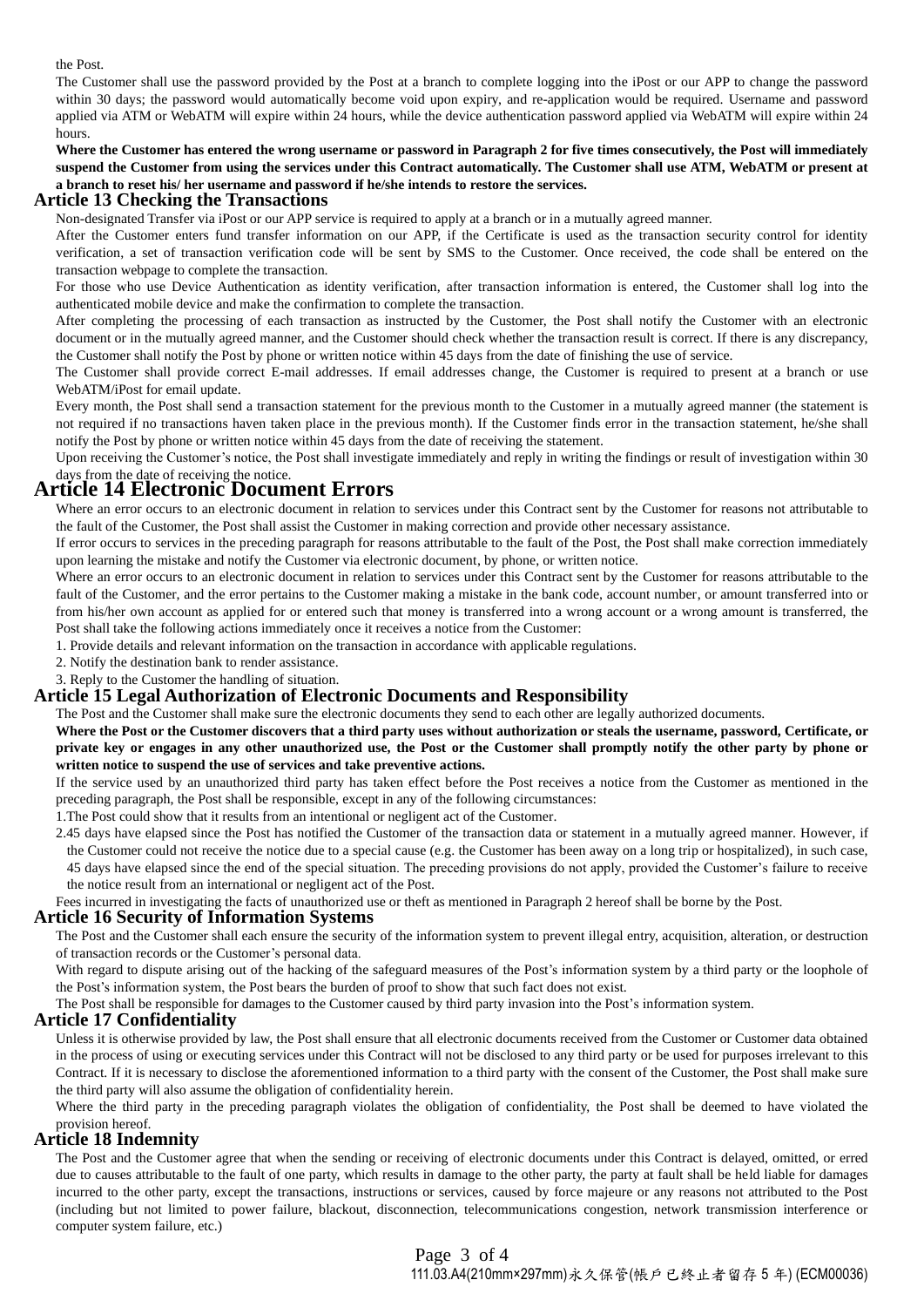the Post.

The Customer shall use the password provided by the Post at a branch to complete logging into the iPost or our APP to change the password within 30 days; the password would automatically become void upon expiry, and re-application would be required. Username and password applied via ATM or WebATM will expire within 24 hours, while the device authentication password applied via WebATM will expire within 24 hours.

**Where the Customer has entered the wrong username or password in Paragraph 2 for five times consecutively, the Post will immediately suspend the Customer from using the services under this Contract automatically. The Customer shall use ATM, WebATM or present at a branch to reset his/ her username and password if he/she intends to restore the services.**

## Article 13 Checking the Transactions

Non-designated Transfer via iPost or our APP service is required to apply at a branch or in a mutually agreed manner.

After the Customer enters fund transfer information on our APP, if the Certificate is used as the transaction security control for identity verification, a set of transaction verification code will be sent by SMS to the Customer. Once received, the code shall be entered on the transaction webpage to complete the transaction.

For those who use Device Authentication as identity verification, after transaction information is entered, the Customer shall log into the authenticated mobile device and make the confirmation to complete the transaction.

After completing the processing of each transaction as instructed by the Customer, the Post shall notify the Customer with an electronic document or in the mutually agreed manner, and the Customer should check whether the transaction result is correct. If there is any discrepancy, the Customer shall notify the Post by phone or written notice within 45 days from the date of finishing the use of service.

The Customer shall provide correct E-mail addresses. If email addresses change, the Customer is required to present at a branch or use WebATM/iPost for email update.

Every month, the Post shall send a transaction statement for the previous month to the Customer in a mutually agreed manner (the statement is not required if no transactions haven taken place in the previous month). If the Customer finds error in the transaction statement, he/she shall notify the Post by phone or written notice within 45 days from the date of receiving the statement.

Upon receiving the Customer's notice, the Post shall investigate immediately and reply in writing the findings or result of investigation within 30 days from the date of receiving the notice.

## Article 14 Electronic Document Errors

Where an error occurs to an electronic document in relation to services under this Contract sent by the Customer for reasons not attributable to the fault of the Customer, the Post shall assist the Customer in making correction and provide other necessary assistance.

If error occurs to services in the preceding paragraph for reasons attributable to the fault of the Post, the Post shall make correction immediately upon learning the mistake and notify the Customer via electronic document, by phone, or written notice.

Where an error occurs to an electronic document in relation to services under this Contract sent by the Customer for reasons attributable to the fault of the Customer, and the error pertains to the Customer making a mistake in the bank code, account number, or amount transferred into or from his/her own account as applied for or entered such that money is transferred into a wrong account or a wrong amount is transferred, the Post shall take the following actions immediately once it receives a notice from the Customer:

1. Provide details and relevant information on the transaction in accordance with applicable regulations.
2. Notify the destination bank to render assistance.
3. Reply to the Customer the handling of situation.

## Article 15 Legal Authorization of Electronic Documents and Responsibility

The Post and the Customer shall make sure the electronic documents they send to each other are legally authorized documents.

**Where the Post or the Customer discovers that a third party uses without authorization or steals the username, password, Certificate, or private key or engages in any other unauthorized use, the Post or the Customer shall promptly notify the other party by phone or written notice to suspend the use of services and take preventive actions.**

If the service used by an unauthorized third party has taken effect before the Post receives a notice from the Customer as mentioned in the preceding paragraph, the Post shall be responsible, except in any of the following circumstances:

1. The Post could show that it results from an intentional or negligent act of the Customer.
2. 45 days have elapsed since the Post has notified the Customer of the transaction data or statement in a mutually agreed manner. However, if the Customer could not receive the notice due to a special cause (e.g. the Customer has been away on a long trip or hospitalized), in such case, 45 days have elapsed since the end of the special situation. The preceding provisions do not apply, provided the Customer's failure to receive the notice result from an international or negligent act of the Post.

Fees incurred in investigating the facts of unauthorized use or theft as mentioned in Paragraph 2 hereof shall be borne by the Post.

## Article 16 Security of Information Systems

The Post and the Customer shall each ensure the security of the information system to prevent illegal entry, acquisition, alteration, or destruction of transaction records or the Customer's personal data.

With regard to dispute arising out of the hacking of the safeguard measures of the Post's information system by a third party or the loophole of the Post's information system, the Post bears the burden of proof to show that such fact does not exist.

The Post shall be responsible for damages to the Customer caused by third party invasion into the Post's information system.

## Article 17 Confidentiality

Unless it is otherwise provided by law, the Post shall ensure that all electronic documents received from the Customer or Customer data obtained in the process of using or executing services under this Contract will not be disclosed to any third party or be used for purposes irrelevant to this Contract. If it is necessary to disclose the aforementioned information to a third party with the consent of the Customer, the Post shall make sure the third party will also assume the obligation of confidentiality herein.

Where the third party in the preceding paragraph violates the obligation of confidentiality, the Post shall be deemed to have violated the provision hereof.

## Article 18 Indemnity

The Post and the Customer agree that when the sending or receiving of electronic documents under this Contract is delayed, omitted, or erred due to causes attributable to the fault of one party, which results in damage to the other party, the party at fault shall be held liable for damages incurred to the other party, except the transactions, instructions or services, caused by force majeure or any reasons not attributed to the Post (including but not limited to power failure, blackout, disconnection, telecommunications congestion, network transmission interference or computer system failure, etc.)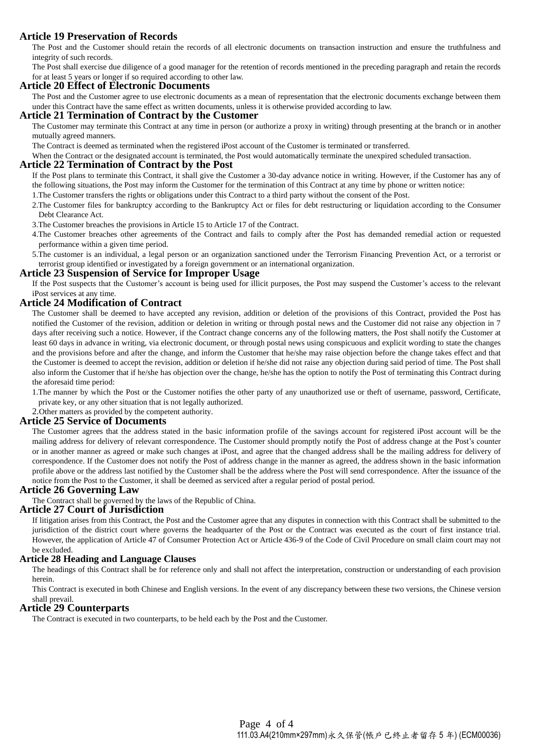## Article 19 Preservation of Records

The Post and the Customer should retain the records of all electronic documents on transaction instruction and ensure the truthfulness and integrity of such records.

The Post shall exercise due diligence of a good manager for the retention of records mentioned in the preceding paragraph and retain the records for at least 5 years or longer if so required according to other law.

## Article 20 Effect of Electronic Documents

The Post and the Customer agree to use electronic documents as a mean of representation that the electronic documents exchange between them under this Contract have the same effect as written documents, unless it is otherwise provided according to law.

## Article 21 Termination of Contract by the Customer

The Customer may terminate this Contract at any time in person (or authorize a proxy in writing) through presenting at the branch or in another mutually agreed manners.

The Contract is deemed as terminated when the registered iPost account of the Customer is terminated or transferred.

When the Contract or the designated account is terminated, the Post would automatically terminate the unexpired scheduled transaction.

## Article 22 Termination of Contract by the Post

If the Post plans to terminate this Contract, it shall give the Customer a 30-day advance notice in writing. However, if the Customer has any of the following situations, the Post may inform the Customer for the termination of this Contract at any time by phone or written notice:

1.The Customer transfers the rights or obligations under this Contract to a third party without the consent of the Post.

2.The Customer files for bankruptcy according to the Bankruptcy Act or files for debt restructuring or liquidation according to the Consumer Debt Clearance Act.

3.The Customer breaches the provisions in Article 15 to Article 17 of the Contract.

4.The Customer breaches other agreements of the Contract and fails to comply after the Post has demanded remedial action or requested performance within a given time period.

5.The customer is an individual, a legal person or an organization sanctioned under the Terrorism Financing Prevention Act, or a terrorist or terrorist group identified or investigated by a foreign government or an international organization.

## Article 23 Suspension of Service for Improper Usage

If the Post suspects that the Customer's account is being used for illicit purposes, the Post may suspend the Customer's access to the relevant iPost services at any time.

## Article 24 Modification of Contract

The Customer shall be deemed to have accepted any revision, addition or deletion of the provisions of this Contract, provided the Post has notified the Customer of the revision, addition or deletion in writing or through postal news and the Customer did not raise any objection in 7 days after receiving such a notice. However, if the Contract change concerns any of the following matters, the Post shall notify the Customer at least 60 days in advance in writing, via electronic document, or through postal news using conspicuous and explicit wording to state the changes and the provisions before and after the change, and inform the Customer that he/she may raise objection before the change takes effect and that the Customer is deemed to accept the revision, addition or deletion if he/she did not raise any objection during said period of time. The Post shall also inform the Customer that if he/she has objection over the change, he/she has the option to notify the Post of terminating this Contract during the aforesaid time period:

1.The manner by which the Post or the Customer notifies the other party of any unauthorized use or theft of username, password, Certificate, private key, or any other situation that is not legally authorized.

2.Other matters as provided by the competent authority.

## Article 25 Service of Documents

The Customer agrees that the address stated in the basic information profile of the savings account for registered iPost account will be the mailing address for delivery of relevant correspondence. The Customer should promptly notify the Post of address change at the Post's counter or in another manner as agreed or make such changes at iPost, and agree that the changed address shall be the mailing address for delivery of correspondence. If the Customer does not notify the Post of address change in the manner as agreed, the address shown in the basic information profile above or the address last notified by the Customer shall be the address where the Post will send correspondence. After the issuance of the notice from the Post to the Customer, it shall be deemed as serviced after a regular period of postal period.

## Article 26 Governing Law

The Contract shall be governed by the laws of the Republic of China.

## Article 27 Court of Jurisdiction

If litigation arises from this Contract, the Post and the Customer agree that any disputes in connection with this Contract shall be submitted to the jurisdiction of the district court where governs the headquarter of the Post or the Contract was executed as the court of first instance trial. However, the application of Article 47 of Consumer Protection Act or Article 436-9 of the Code of Civil Procedure on small claim court may not be excluded.

## Article 28 Heading and Language Clauses

The headings of this Contract shall be for reference only and shall not affect the interpretation, construction or understanding of each provision herein.

This Contract is executed in both Chinese and English versions. In the event of any discrepancy between these two versions, the Chinese version shall prevail.

## Article 29 Counterparts

The Contract is executed in two counterparts, to be held each by the Post and the Customer.

111.03.A4(210mm×297mm)永久保管(帳戶已終止者留存 5 年) (ECM00036)